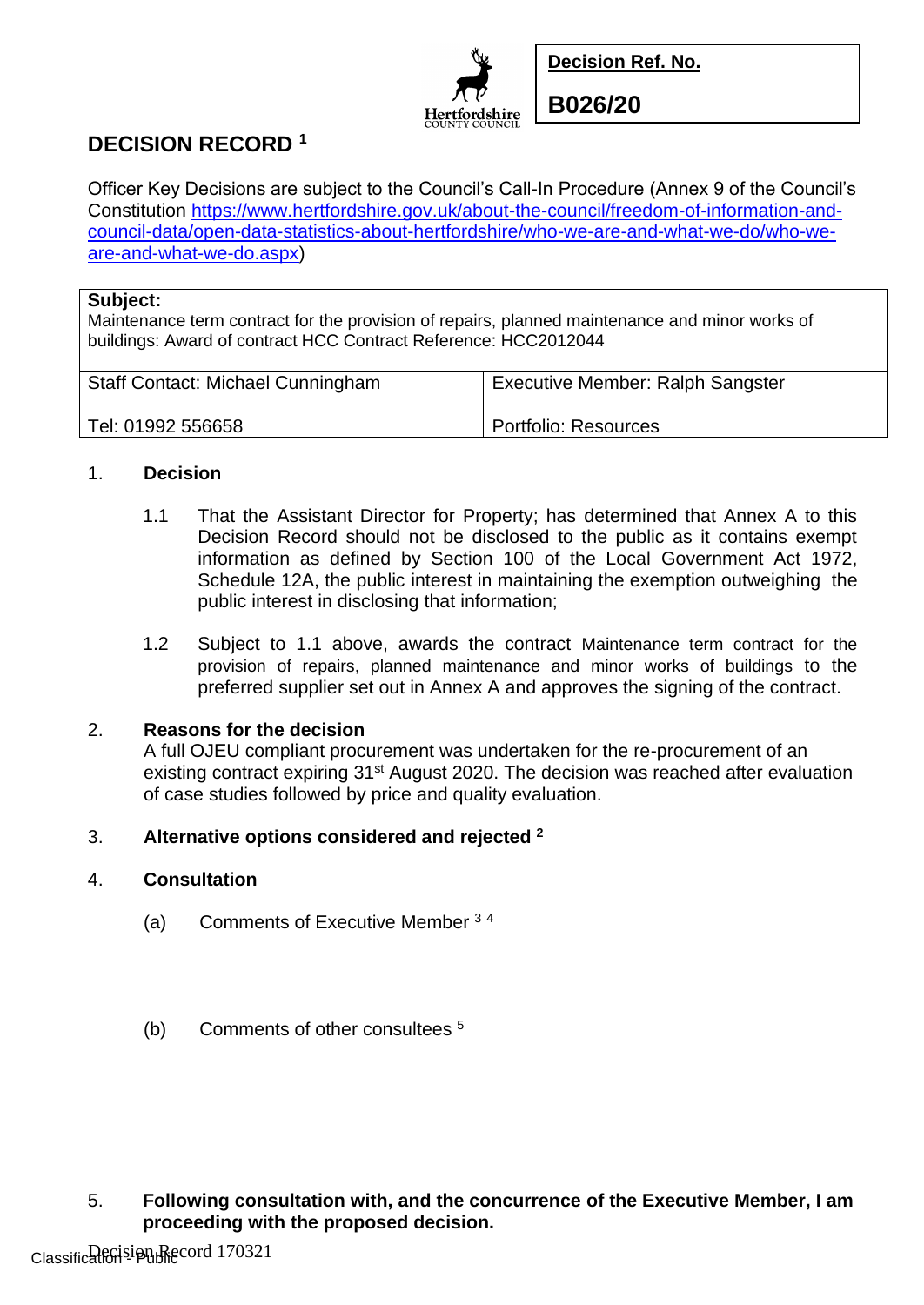Hertfordshire COUNTY COUNCIL

| Decision Ref. No. |
| --- |
| **B026/20** |

# DECISION RECORD [1]

Officer Key Decisions are subject to the Council's Call-In Procedure (Annex 9 of the Council's Constitution https://www.hertfordshire.gov.uk/about-the-council/freedom-of-information-and-council-data/open-data-statistics-about-hertfordshire/who-we-are-and-what-we-do/who-we-are-and-what-we-do.aspx)

| **Subject:** Maintenance term contract for the provision of repairs, planned maintenance and minor works of buildings: Award of contract HCC Contract Reference: HCC2012044 | |
| --- | --- |
| Staff Contact: Michael Cunningham | Executive Member: Ralph Sangster |
| Tel: 01992 556658 | Portfolio: Resources |

1. **Decision**

   1.1 That the Assistant Director for Property; has determined that Annex A to this Decision Record should not be disclosed to the public as it contains exempt information as defined by Section 100 of the Local Government Act 1972, Schedule 12A, the public interest in maintaining the exemption outweighing the public interest in disclosing that information;

   1.2 Subject to 1.1 above, awards the contract Maintenance term contract for the provision of repairs, planned maintenance and minor works of buildings to the preferred supplier set out in Annex A and approves the signing of the contract.

2. **Reasons for the decision**

   A full OJEU compliant procurement was undertaken for the re-procurement of an existing contract expiring 31st August 2020. The decision was reached after evaluation of case studies followed by price and quality evaluation.

3. **Alternative options considered and rejected [2]**

4. **Consultation**

   (a) Comments of Executive Member [3] [4]

   (b) Comments of other consultees [5]

5. **Following consultation with, and the concurrence of the Executive Member, I am proceeding with the proposed decision.**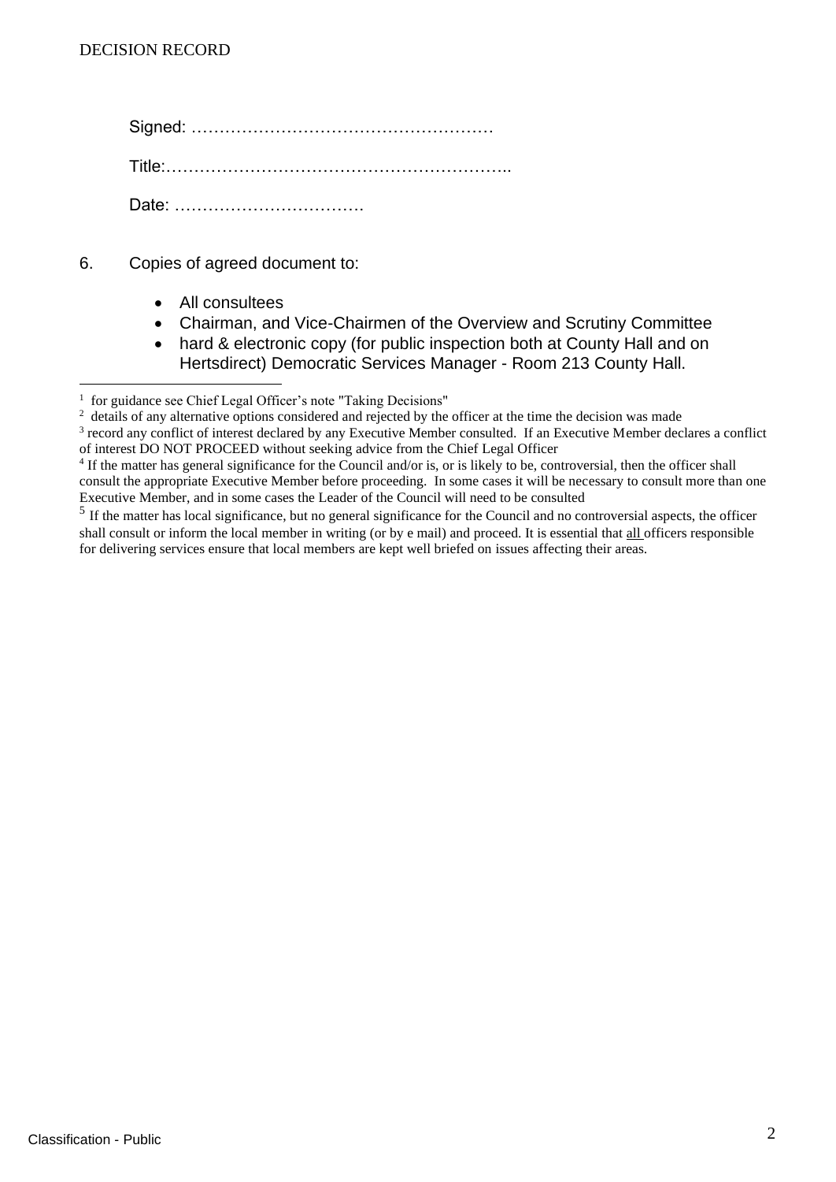Signed: ………………………………………………

Title:……………………………………………………..

Date: …………………………….

6. Copies of agreed document to:

- All consultees
- Chairman, and Vice-Chairmen of the Overview and Scrutiny Committee
- hard & electronic copy (for public inspection both at County Hall and on Hertsdirect) Democratic Services Manager - Room 213 County Hall.

---

[1] for guidance see Chief Legal Officer's note "Taking Decisions"

[2] details of any alternative options considered and rejected by the officer at the time the decision was made

[3] record any conflict of interest declared by any Executive Member consulted. If an Executive Member declares a conflict of interest DO NOT PROCEED without seeking advice from the Chief Legal Officer

[4] If the matter has general significance for the Council and/or is, or is likely to be, controversial, then the officer shall consult the appropriate Executive Member before proceeding. In some cases it will be necessary to consult more than one Executive Member, and in some cases the Leader of the Council will need to be consulted

[5] If the matter has local significance, but no general significance for the Council and no controversial aspects, the officer shall consult or inform the local member in writing (or by e mail) and proceed. It is essential that <u>all</u> officers responsible for delivering services ensure that local members are kept well briefed on issues affecting their areas.